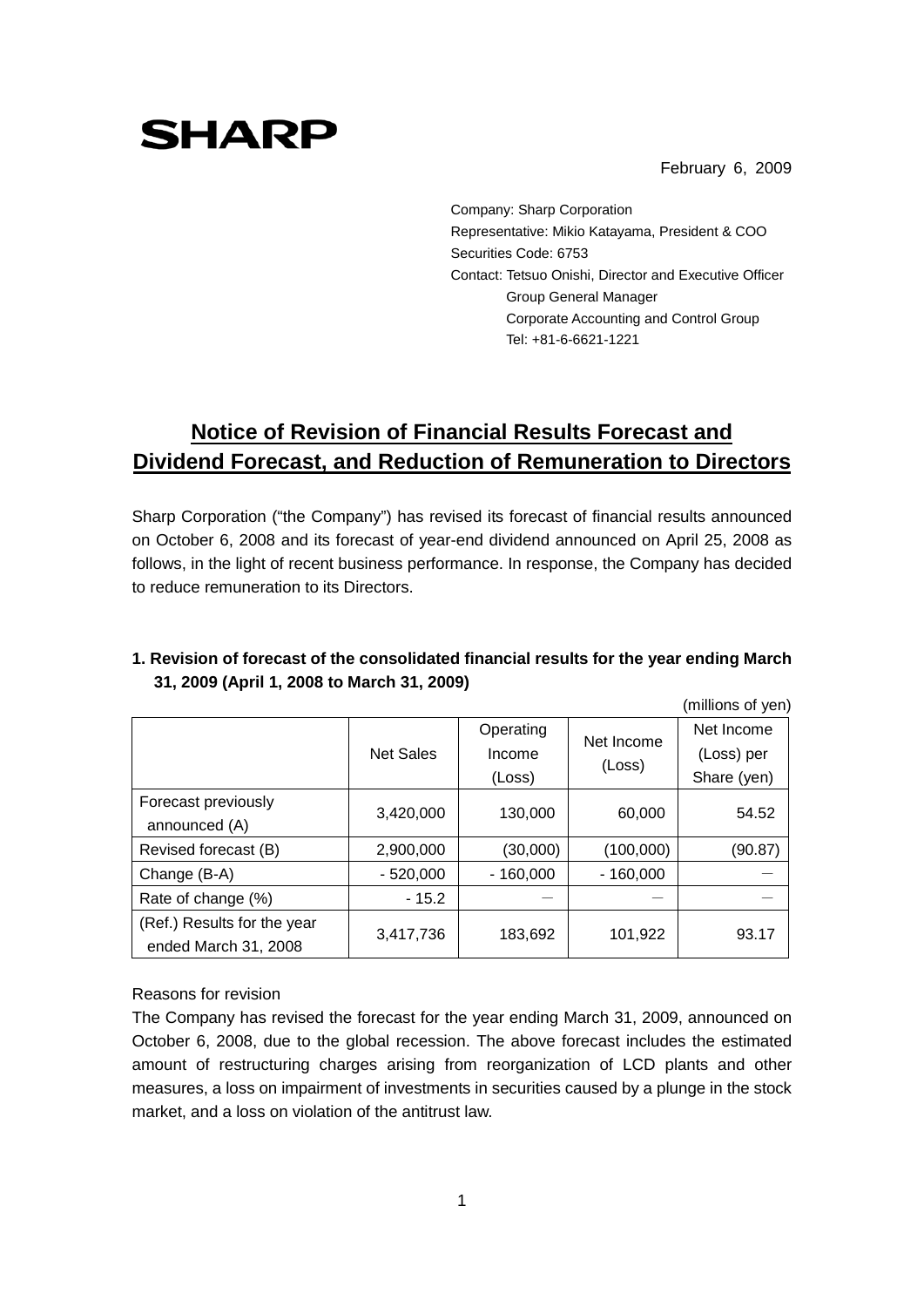SHARP

February 6, 2009

Company: Sharp Corporation
Representative: Mikio Katayama, President & COO
Securities Code: 6753
Contact: Tetsuo Onishi, Director and Executive Officer
Group General Manager
Corporate Accounting and Control Group
Tel: +81-6-6621-1221

# Notice of Revision of Financial Results Forecast and Dividend Forecast, and Reduction of Remuneration to Directors

Sharp Corporation ("the Company") has revised its forecast of financial results announced on October 6, 2008 and its forecast of year-end dividend announced on April 25, 2008 as follows, in the light of recent business performance. In response, the Company has decided to reduce remuneration to its Directors.

### 1. Revision of forecast of the consolidated financial results for the year ending March 31, 2009 (April 1, 2008 to March 31, 2009)

(millions of yen)

| | Net Sales | Operating Income (Loss) | Net Income (Loss) | Net Income (Loss) per Share (yen) |
|---|---|---|---|---|
| Forecast previously announced (A) | 3,420,000 | 130,000 | 60,000 | 54.52 |
| Revised forecast (B) | 2,900,000 | (30,000) | (100,000) | (90.87) |
| Change (B-A) | - 520,000 | - 160,000 | - 160,000 | — |
| Rate of change (%) | - 15.2 | — | — | — |
| (Ref.) Results for the year ended March 31, 2008 | 3,417,736 | 183,692 | 101,922 | 93.17 |

Reasons for revision

The Company has revised the forecast for the year ending March 31, 2009, announced on October 6, 2008, due to the global recession. The above forecast includes the estimated amount of restructuring charges arising from reorganization of LCD plants and other measures, a loss on impairment of investments in securities caused by a plunge in the stock market, and a loss on violation of the antitrust law.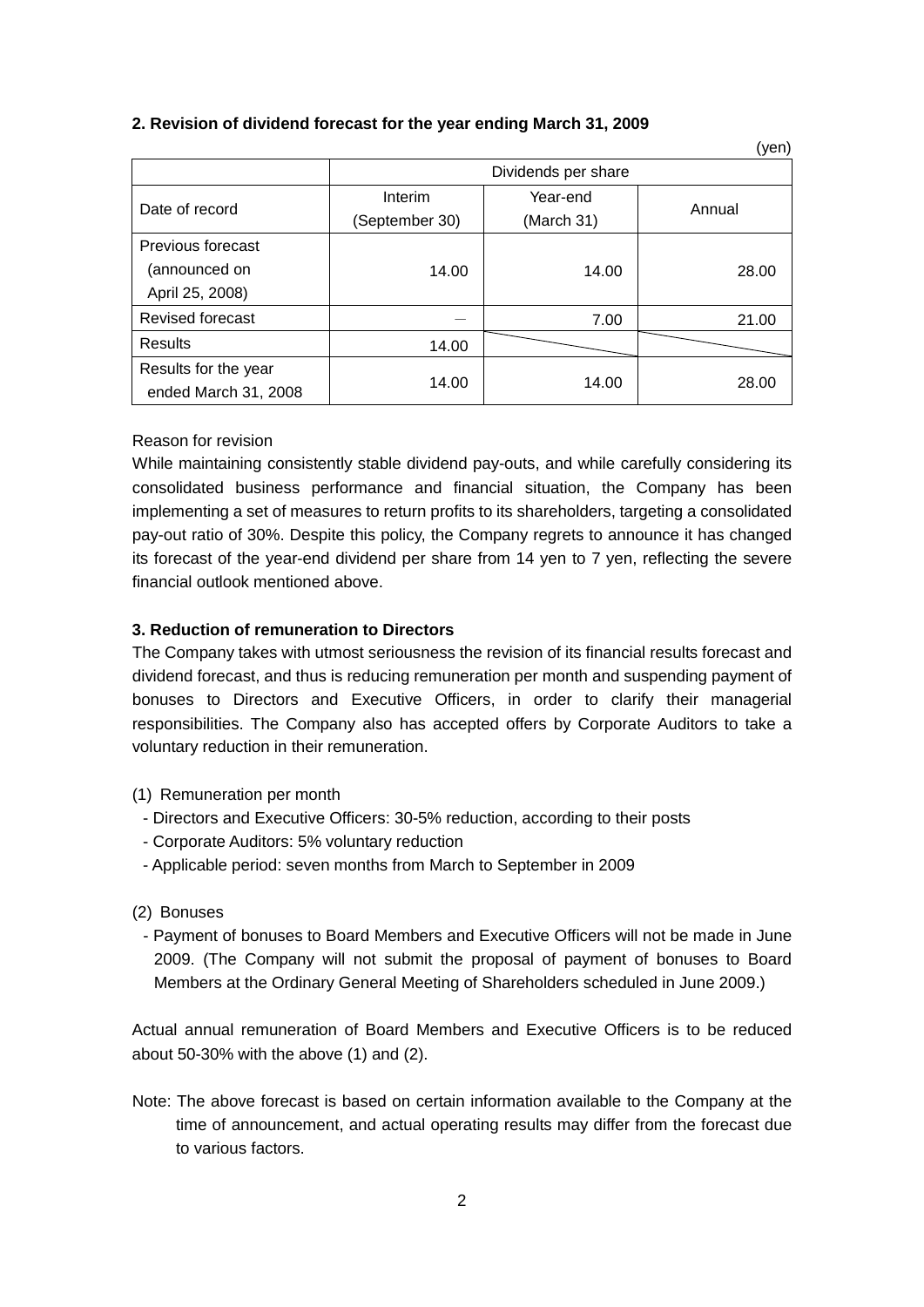## 2. Revision of dividend forecast for the year ending March 31, 2009

(yen)

| | Dividends per share | | |
|---|---|---|---|
| Date of record | Interim (September 30) | Year-end (March 31) | Annual |
| Previous forecast (announced on April 25, 2008) | 14.00 | 14.00 | 28.00 |
| Revised forecast | — | 7.00 | 21.00 |
| Results | 14.00 | | |
| Results for the year ended March 31, 2008 | 14.00 | 14.00 | 28.00 |

Reason for revision

While maintaining consistently stable dividend pay-outs, and while carefully considering its consolidated business performance and financial situation, the Company has been implementing a set of measures to return profits to its shareholders, targeting a consolidated pay-out ratio of 30%. Despite this policy, the Company regrets to announce it has changed its forecast of the year-end dividend per share from 14 yen to 7 yen, reflecting the severe financial outlook mentioned above.

## 3. Reduction of remuneration to Directors

The Company takes with utmost seriousness the revision of its financial results forecast and dividend forecast, and thus is reducing remuneration per month and suspending payment of bonuses to Directors and Executive Officers, in order to clarify their managerial responsibilities. The Company also has accepted offers by Corporate Auditors to take a voluntary reduction in their remuneration.

(1) Remuneration per month

- Directors and Executive Officers: 30-5% reduction, according to their posts
- Corporate Auditors: 5% voluntary reduction
- Applicable period: seven months from March to September in 2009

(2) Bonuses

- Payment of bonuses to Board Members and Executive Officers will not be made in June 2009. (The Company will not submit the proposal of payment of bonuses to Board Members at the Ordinary General Meeting of Shareholders scheduled in June 2009.)

Actual annual remuneration of Board Members and Executive Officers is to be reduced about 50-30% with the above (1) and (2).

Note: The above forecast is based on certain information available to the Company at the time of announcement, and actual operating results may differ from the forecast due to various factors.